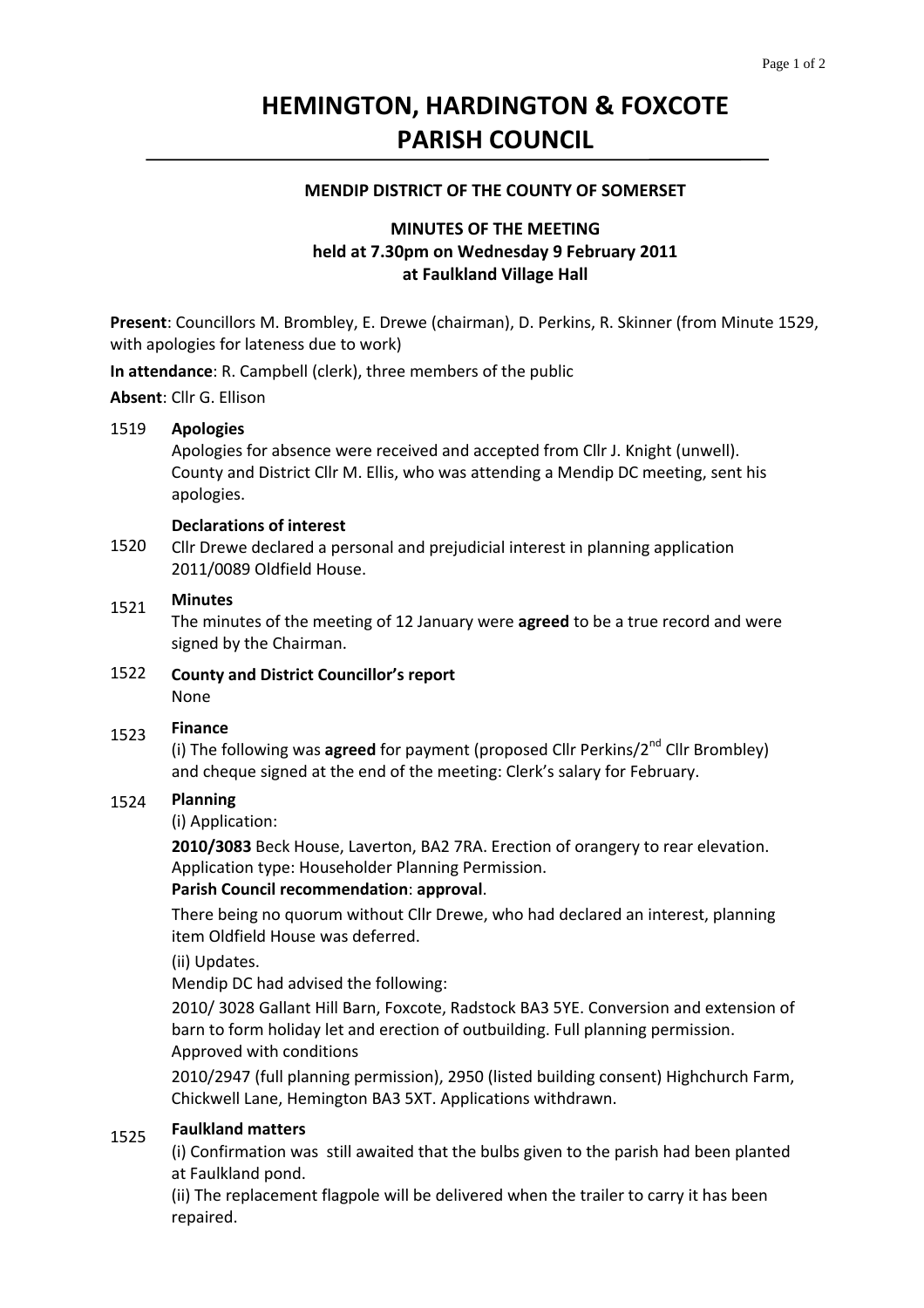# HEMINGTON, HARDINGTON & FOXCOTE PARISH COUNCIL

**MENDIP DISTRICT OF THE COUNTY OF SOMERSET**

**MINUTES OF THE MEETING**
**held at 7.30pm on Wednesday 9 February 2011**
**at Faulkland Village Hall**

**Present**: Councillors M. Brombley, E. Drewe (chairman), D. Perkins, R. Skinner (from Minute 1529, with apologies for lateness due to work)

**In attendance**: R. Campbell (clerk), three members of the public

**Absent**: Cllr G. Ellison

1519 **Apologies**

Apologies for absence were received and accepted from Cllr J. Knight (unwell). County and District Cllr M. Ellis, who was attending a Mendip DC meeting, sent his apologies.

1520 **Declarations of interest**

Cllr Drewe declared a personal and prejudicial interest in planning application 2011/0089 Oldfield House.

1521 **Minutes**

The minutes of the meeting of 12 January were **agreed** to be a true record and were signed by the Chairman.

1522 **County and District Councillor's report**

None

1523 **Finance**

(i) The following was **agreed** for payment (proposed Cllr Perkins/2nd Cllr Brombley) and cheque signed at the end of the meeting: Clerk's salary for February.

1524 **Planning**

(i) Application:

**2010/3083** Beck House, Laverton, BA2 7RA. Erection of orangery to rear elevation. Application type: Householder Planning Permission.

**Parish Council recommendation**: **approval**.

There being no quorum without Cllr Drewe, who had declared an interest, planning item Oldfield House was deferred.

(ii) Updates.

Mendip DC had advised the following:

2010/ 3028 Gallant Hill Barn, Foxcote, Radstock BA3 5YE. Conversion and extension of barn to form holiday let and erection of outbuilding. Full planning permission. Approved with conditions

2010/2947 (full planning permission), 2950 (listed building consent) Highchurch Farm, Chickwell Lane, Hemington BA3 5XT. Applications withdrawn.

1525 **Faulkland matters**

(i) Confirmation was still awaited that the bulbs given to the parish had been planted at Faulkland pond.

(ii) The replacement flagpole will be delivered when the trailer to carry it has been repaired.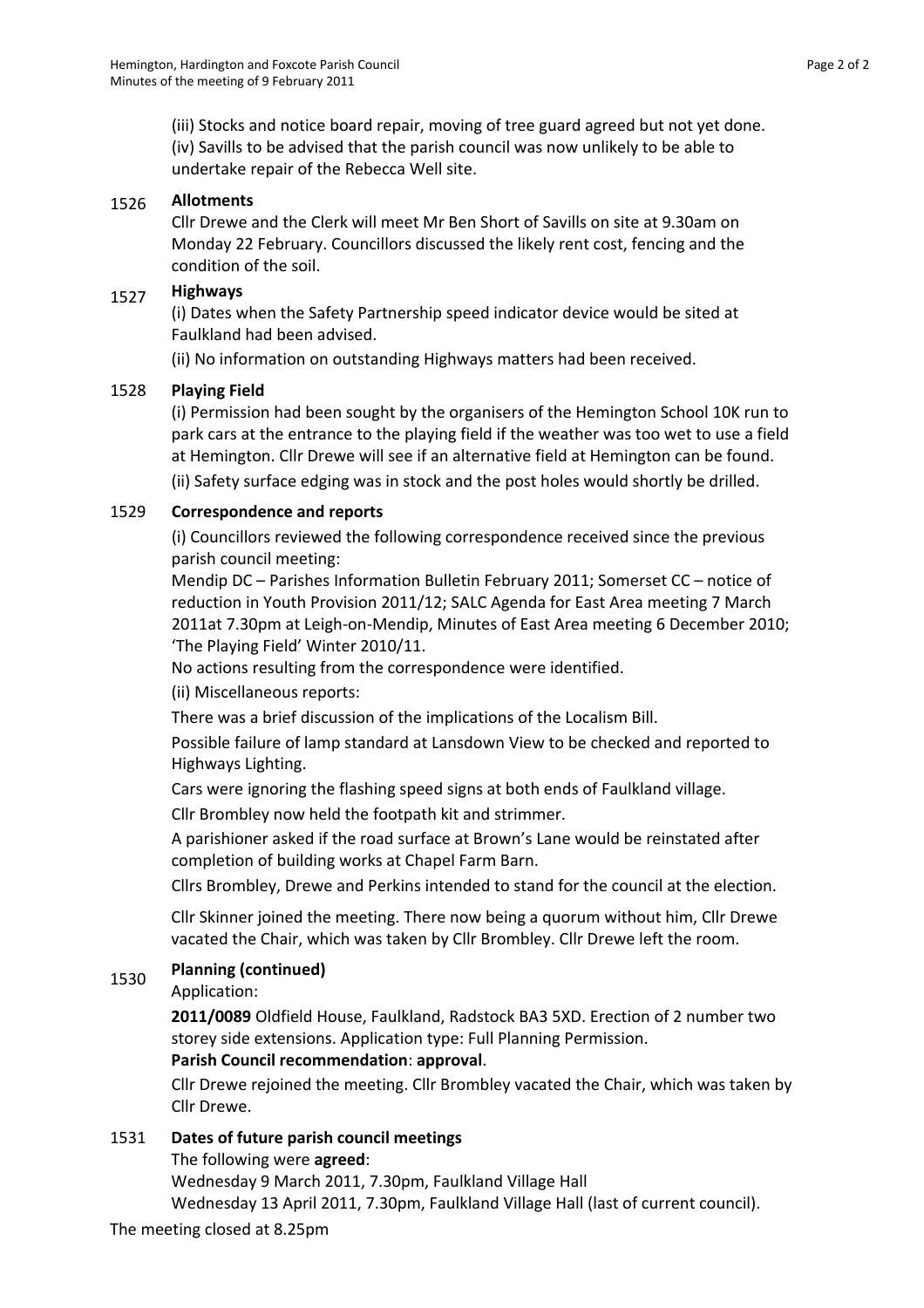(iii) Stocks and notice board repair, moving of tree guard agreed but not yet done.
(iv) Savills to be advised that the parish council was now unlikely to be able to undertake repair of the Rebecca Well site.

1526 **Allotments**

Cllr Drewe and the Clerk will meet Mr Ben Short of Savills on site at 9.30am on Monday 22 February. Councillors discussed the likely rent cost, fencing and the condition of the soil.

1527 **Highways**

(i) Dates when the Safety Partnership speed indicator device would be sited at Faulkland had been advised.

(ii) No information on outstanding Highways matters had been received.

1528 **Playing Field**

(i) Permission had been sought by the organisers of the Hemington School 10K run to park cars at the entrance to the playing field if the weather was too wet to use a field at Hemington. Cllr Drewe will see if an alternative field at Hemington can be found.

(ii) Safety surface edging was in stock and the post holes would shortly be drilled.

1529 **Correspondence and reports**

(i) Councillors reviewed the following correspondence received since the previous parish council meeting:

Mendip DC – Parishes Information Bulletin February 2011; Somerset CC – notice of reduction in Youth Provision 2011/12; SALC Agenda for East Area meeting 7 March 2011at 7.30pm at Leigh-on-Mendip, Minutes of East Area meeting 6 December 2010; 'The Playing Field' Winter 2010/11.

No actions resulting from the correspondence were identified.

(ii) Miscellaneous reports:

There was a brief discussion of the implications of the Localism Bill.

Possible failure of lamp standard at Lansdown View to be checked and reported to Highways Lighting.

Cars were ignoring the flashing speed signs at both ends of Faulkland village.

Cllr Brombley now held the footpath kit and strimmer.

A parishioner asked if the road surface at Brown's Lane would be reinstated after completion of building works at Chapel Farm Barn.

Cllrs Brombley, Drewe and Perkins intended to stand for the council at the election.

Cllr Skinner joined the meeting. There now being a quorum without him, Cllr Drewe vacated the Chair, which was taken by Cllr Brombley. Cllr Drewe left the room.

1530 **Planning (continued)**

Application:

**2011/0089** Oldfield House, Faulkland, Radstock BA3 5XD. Erection of 2 number two storey side extensions. Application type: Full Planning Permission.

**Parish Council recommendation**: **approval**.

Cllr Drewe rejoined the meeting. Cllr Brombley vacated the Chair, which was taken by Cllr Drewe.

1531 **Dates of future parish council meetings**

The following were **agreed**:

Wednesday 9 March 2011, 7.30pm, Faulkland Village Hall

Wednesday 13 April 2011, 7.30pm, Faulkland Village Hall (last of current council).

The meeting closed at 8.25pm